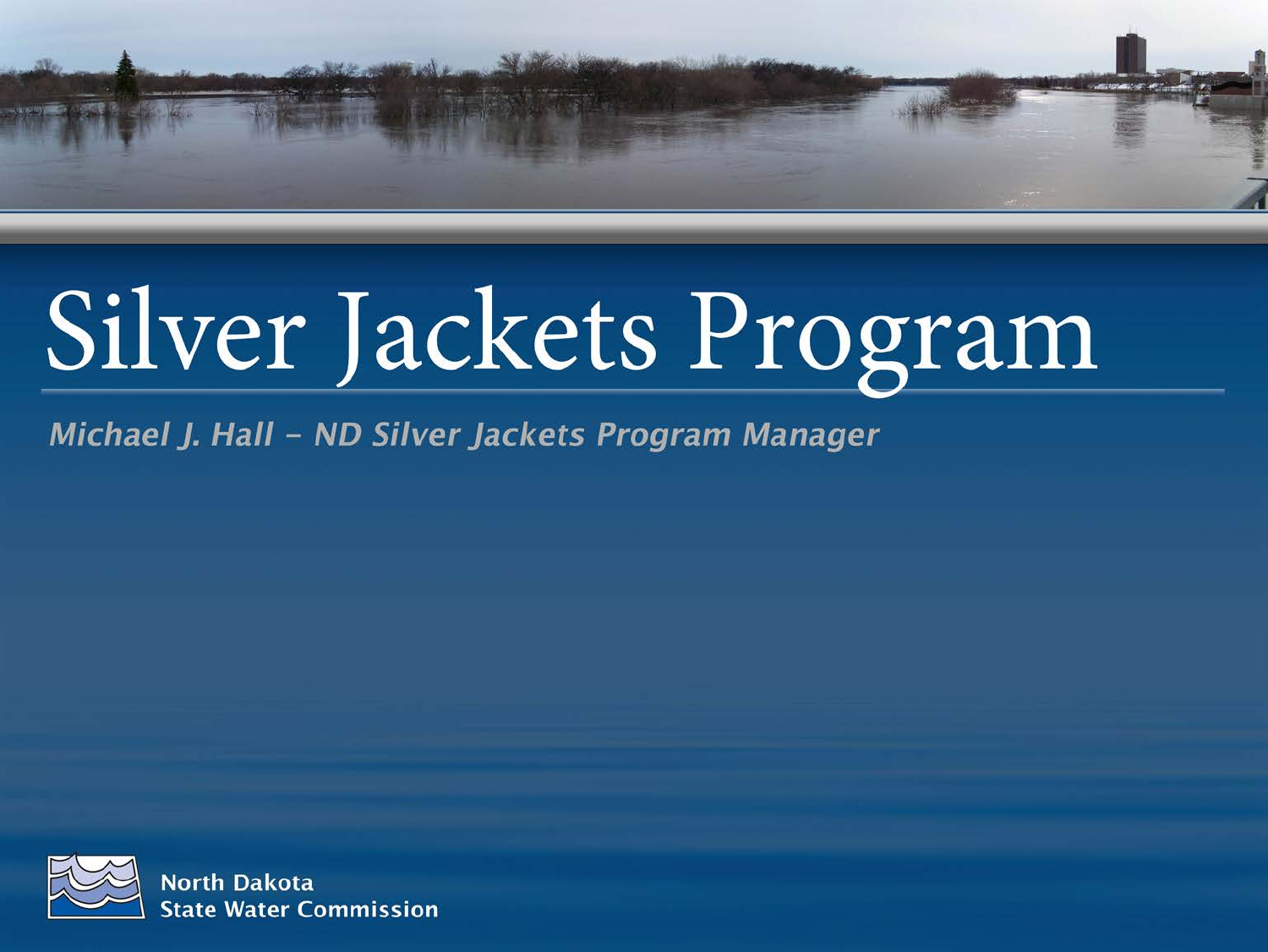# Silver Jackets Program

*Michael J. Hall – ND Silver Jackets Program Manager*

North Dakota
State Water Commission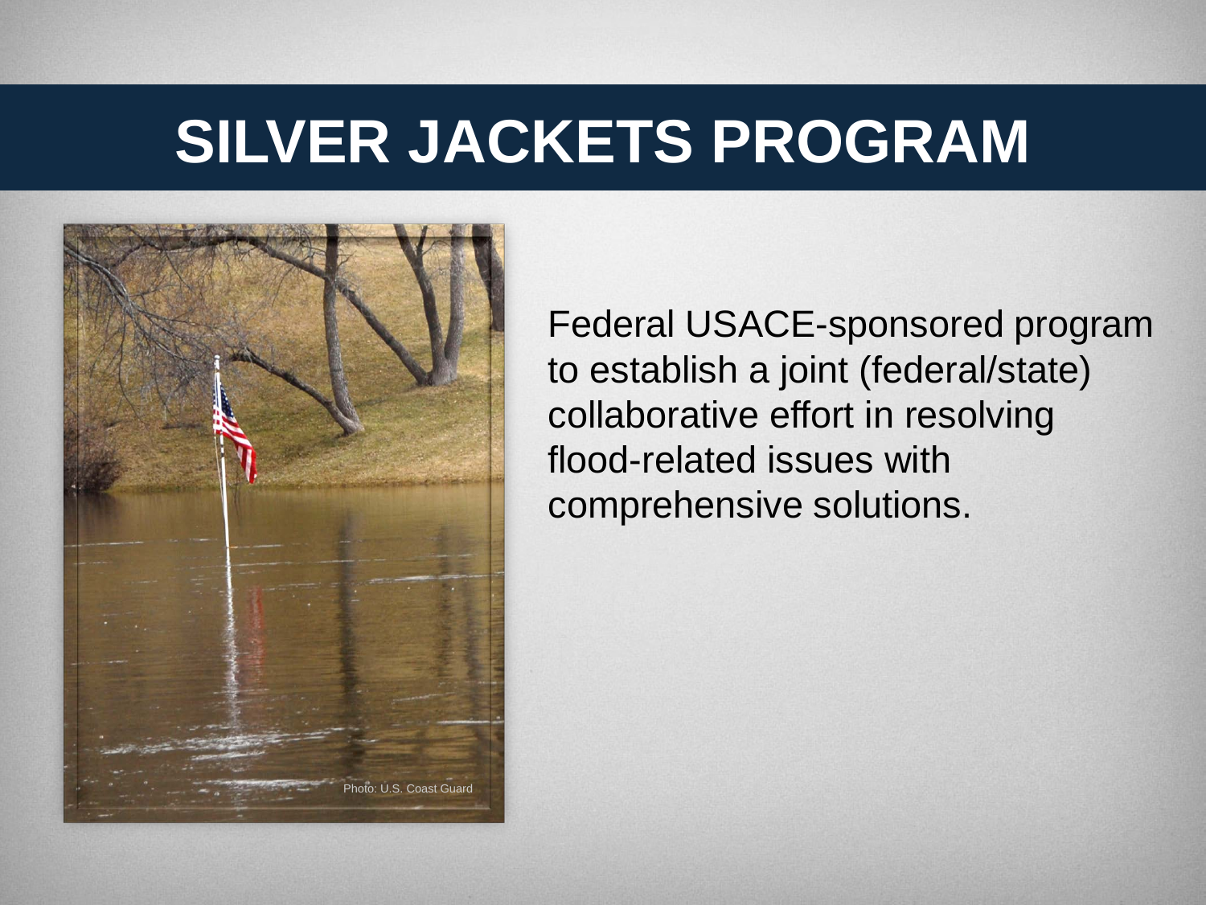# SILVER JACKETS PROGRAM

Photo: U.S. Coast Guard

Federal USACE-sponsored program to establish a joint (federal/state) collaborative effort in resolving flood-related issues with comprehensive solutions.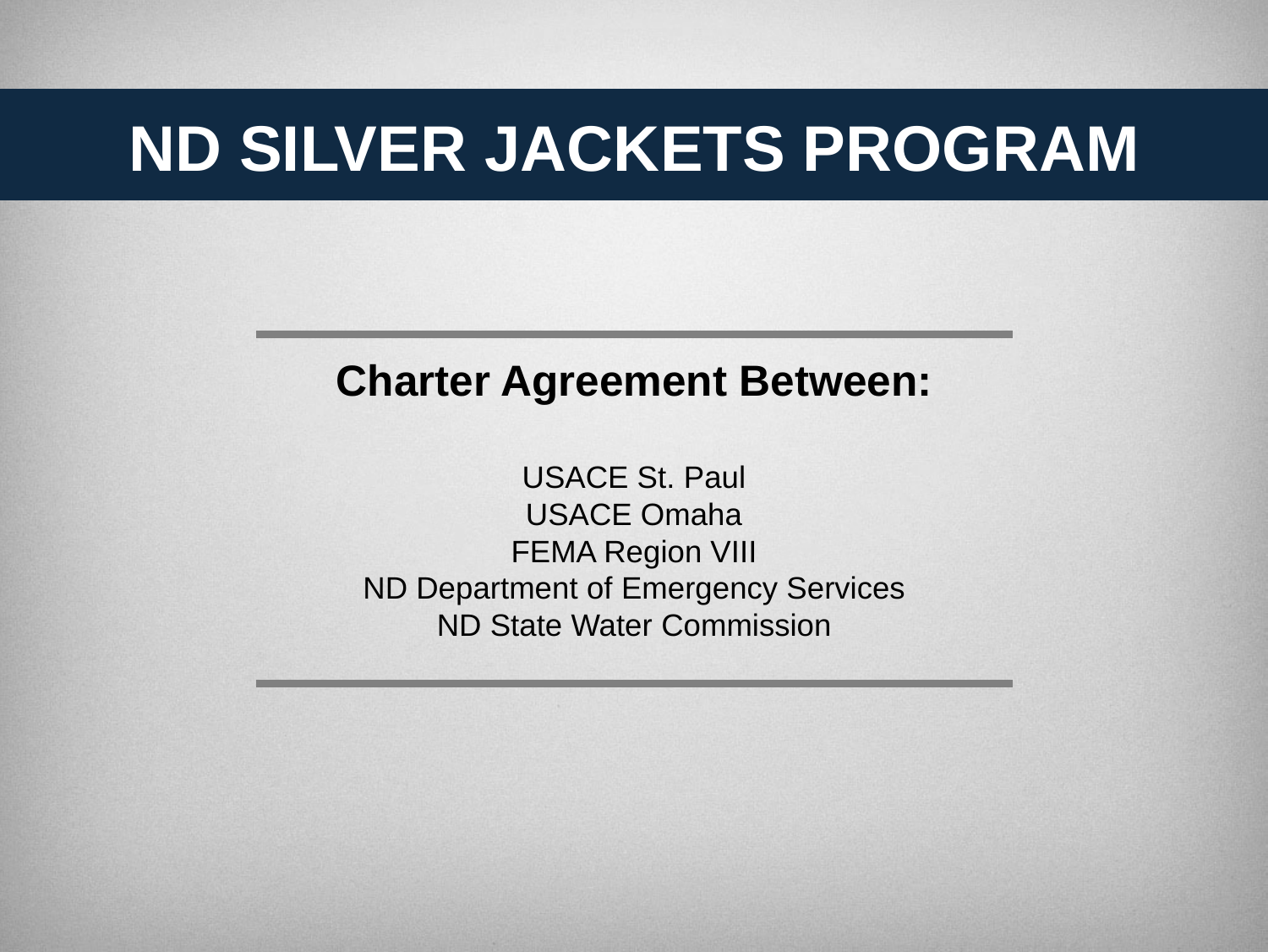# ND SILVER JACKETS PROGRAM

**Charter Agreement Between:**

USACE St. Paul
USACE Omaha
FEMA Region VIII
ND Department of Emergency Services
ND State Water Commission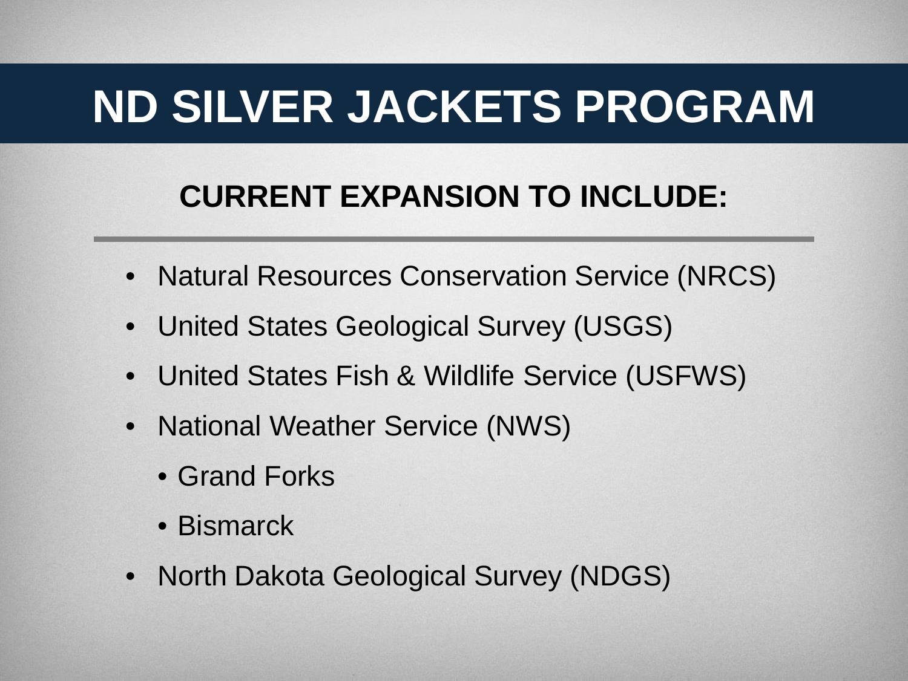# ND SILVER JACKETS PROGRAM

## CURRENT EXPANSION TO INCLUDE:

- Natural Resources Conservation Service (NRCS)
- United States Geological Survey (USGS)
- United States Fish & Wildlife Service (USFWS)
- National Weather Service (NWS)
  - Grand Forks
  - Bismarck
- North Dakota Geological Survey (NDGS)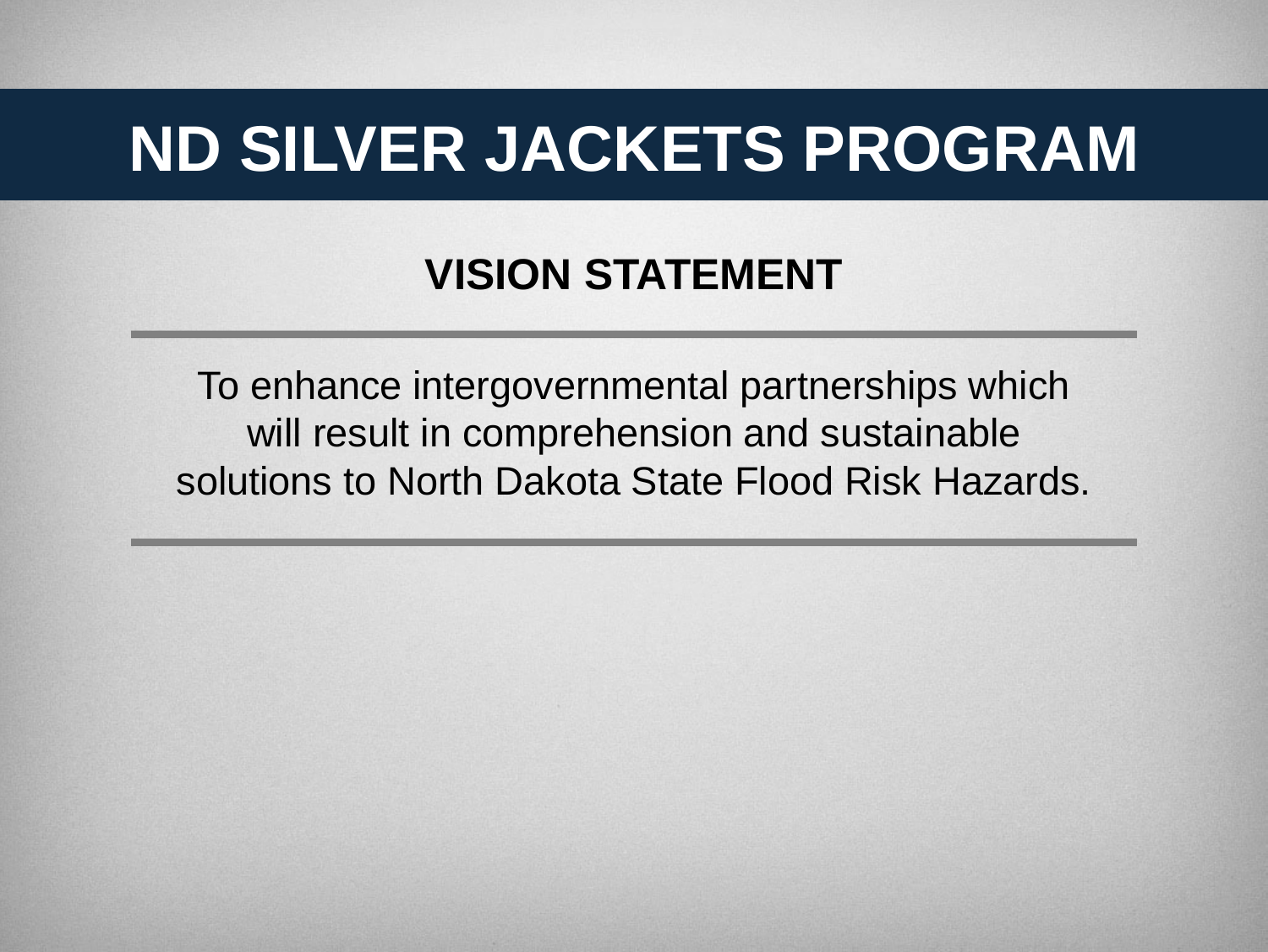# ND SILVER JACKETS PROGRAM

## VISION STATEMENT

---

To enhance intergovernmental partnerships which will result in comprehension and sustainable solutions to North Dakota State Flood Risk Hazards.

---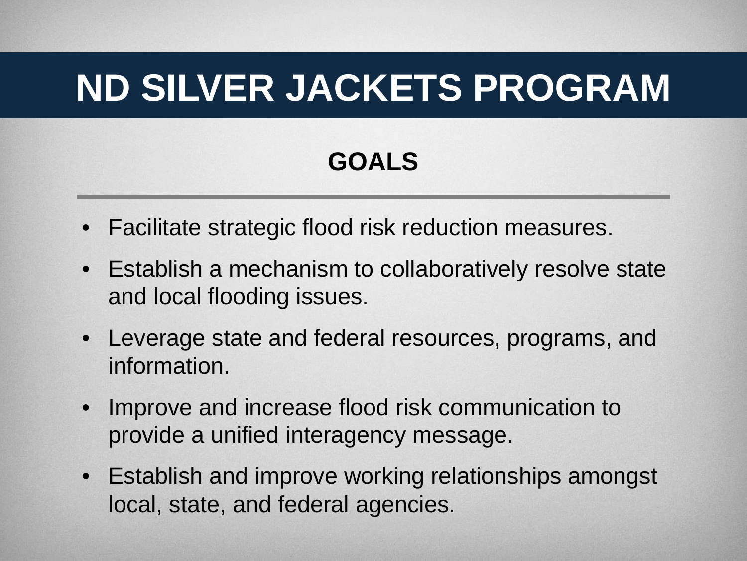# ND SILVER JACKETS PROGRAM

## GOALS

- Facilitate strategic flood risk reduction measures.
- Establish a mechanism to collaboratively resolve state and local flooding issues.
- Leverage state and federal resources, programs, and information.
- Improve and increase flood risk communication to provide a unified interagency message.
- Establish and improve working relationships amongst local, state, and federal agencies.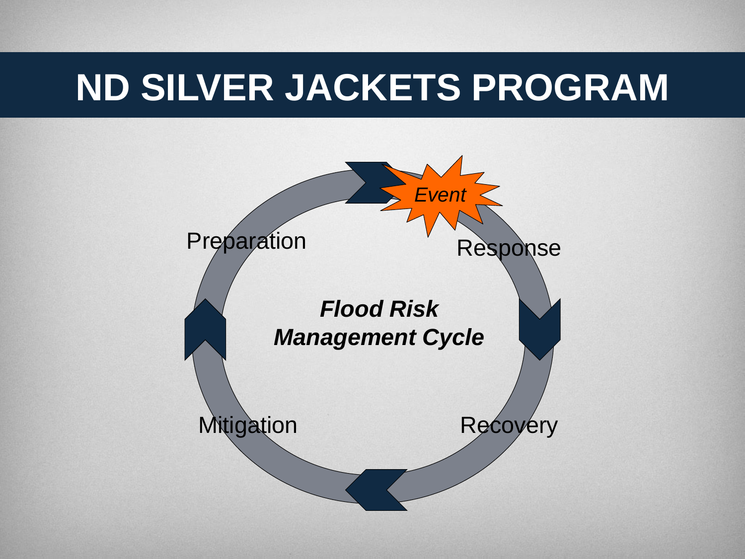# ND SILVER JACKETS PROGRAM

***Flood Risk Management Cycle***

*Event*

Response

Recovery

Mitigation

Preparation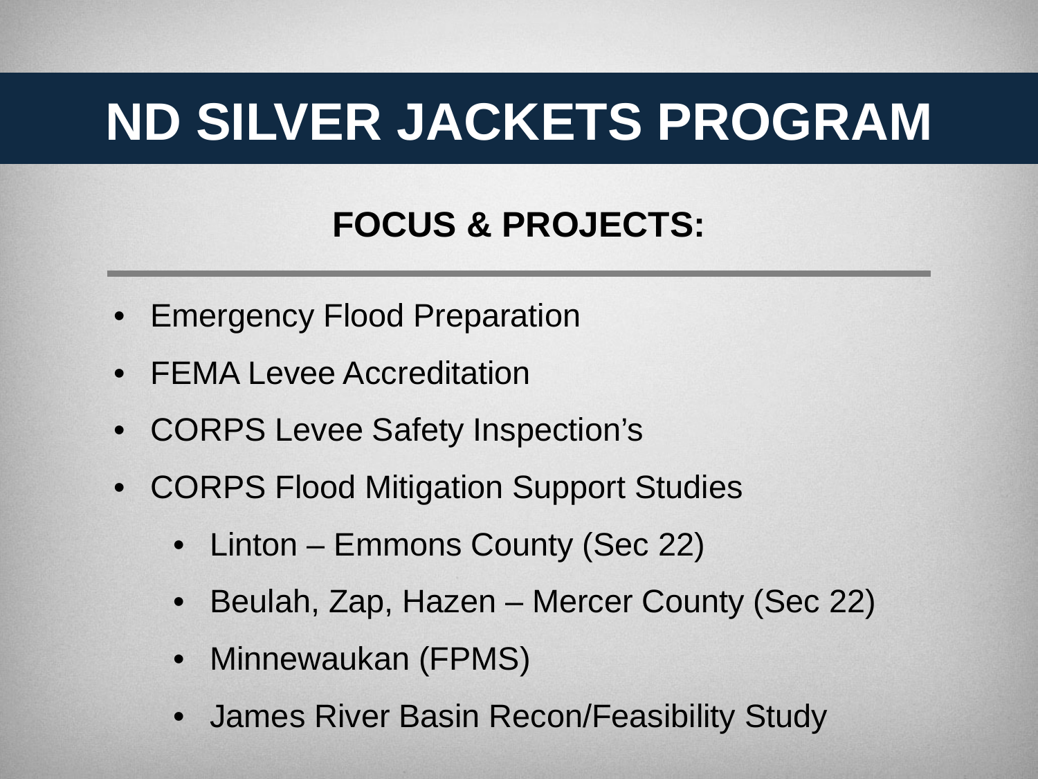# ND SILVER JACKETS PROGRAM

## FOCUS & PROJECTS:

- Emergency Flood Preparation
- FEMA Levee Accreditation
- CORPS Levee Safety Inspection's
- CORPS Flood Mitigation Support Studies
  - Linton – Emmons County (Sec 22)
  - Beulah, Zap, Hazen – Mercer County (Sec 22)
  - Minnewaukan (FPMS)
  - James River Basin Recon/Feasibility Study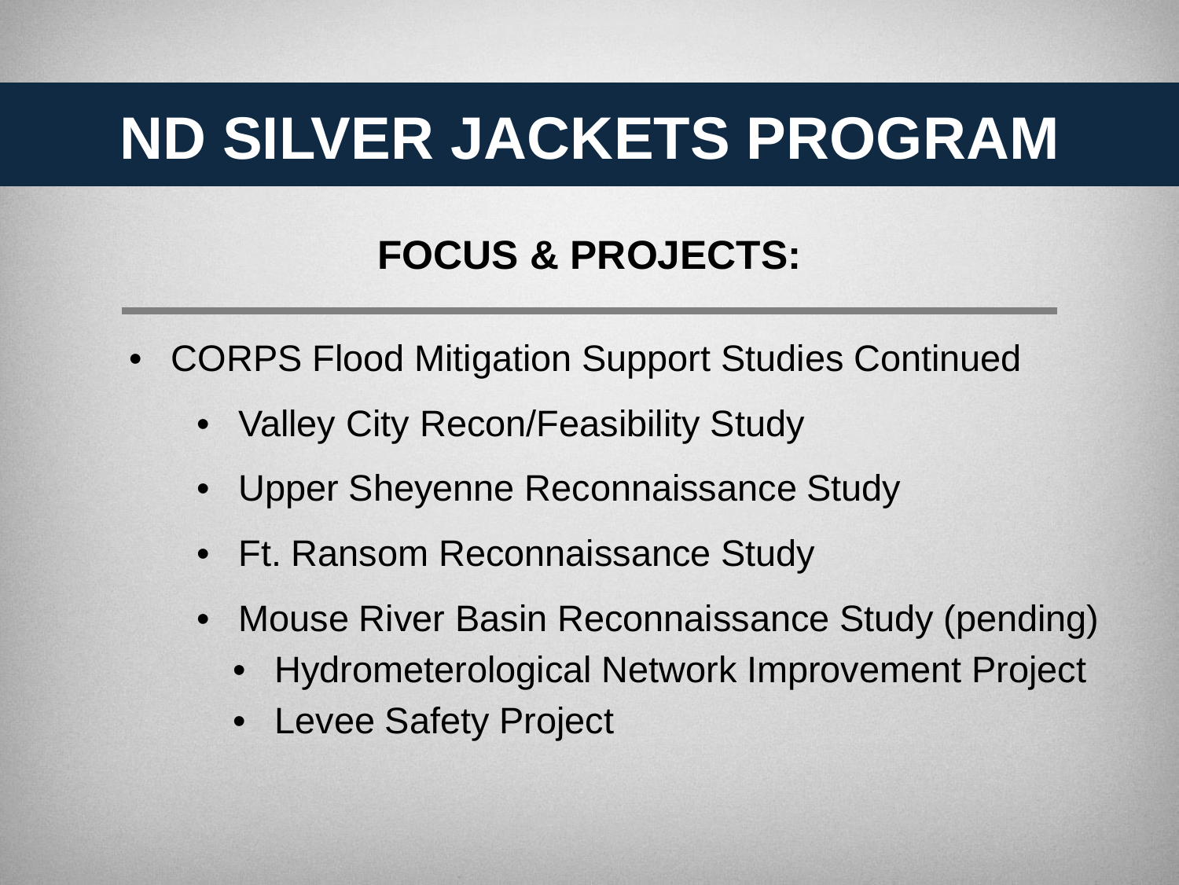# ND SILVER JACKETS PROGRAM

## FOCUS & PROJECTS:

- CORPS Flood Mitigation Support Studies Continued
  - Valley City Recon/Feasibility Study
  - Upper Sheyenne Reconnaissance Study
  - Ft. Ransom Reconnaissance Study
  - Mouse River Basin Reconnaissance Study (pending)
    - Hydrometerological Network Improvement Project
    - Levee Safety Project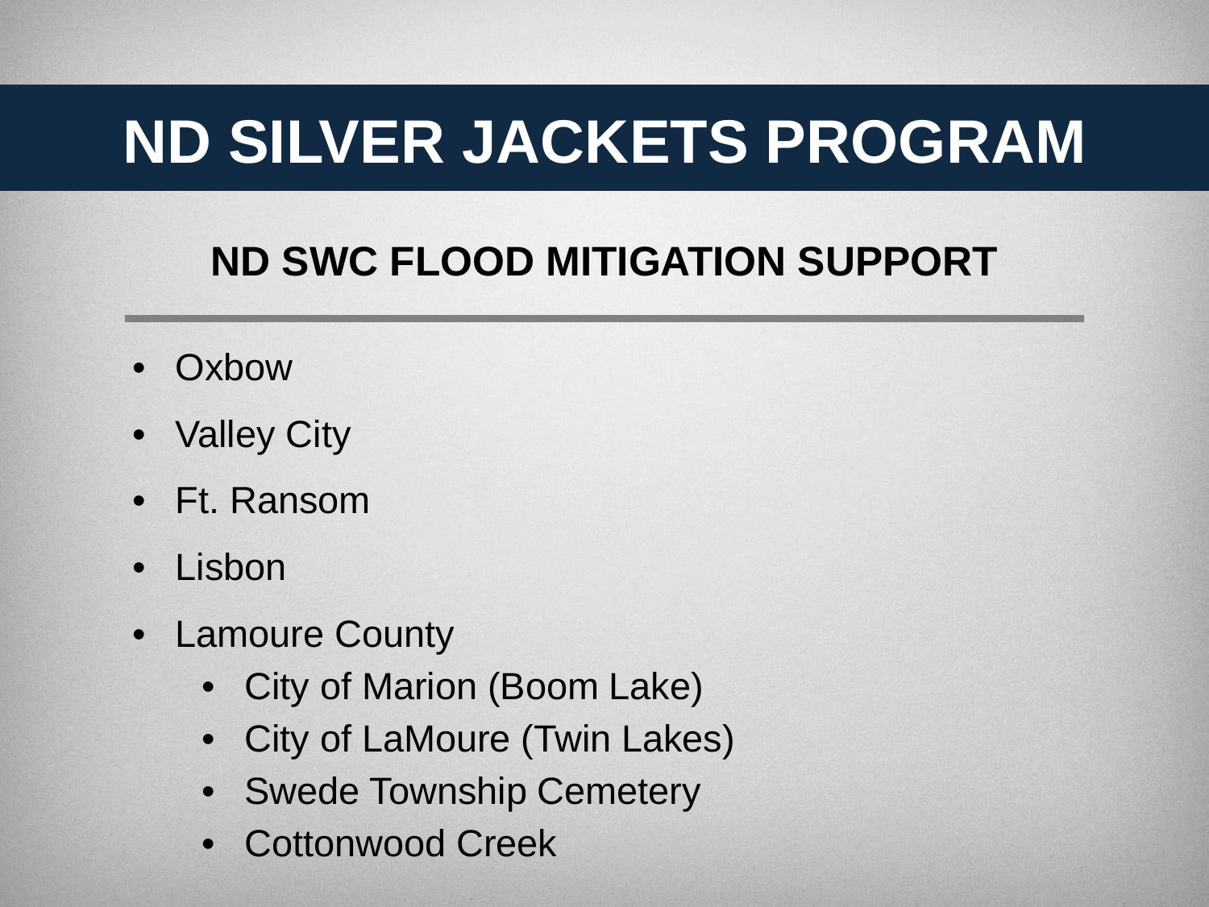# ND SILVER JACKETS PROGRAM

## ND SWC FLOOD MITIGATION SUPPORT

- Oxbow
- Valley City
- Ft. Ransom
- Lisbon
- Lamoure County
  - City of Marion (Boom Lake)
  - City of LaMoure (Twin Lakes)
  - Swede Township Cemetery
  - Cottonwood Creek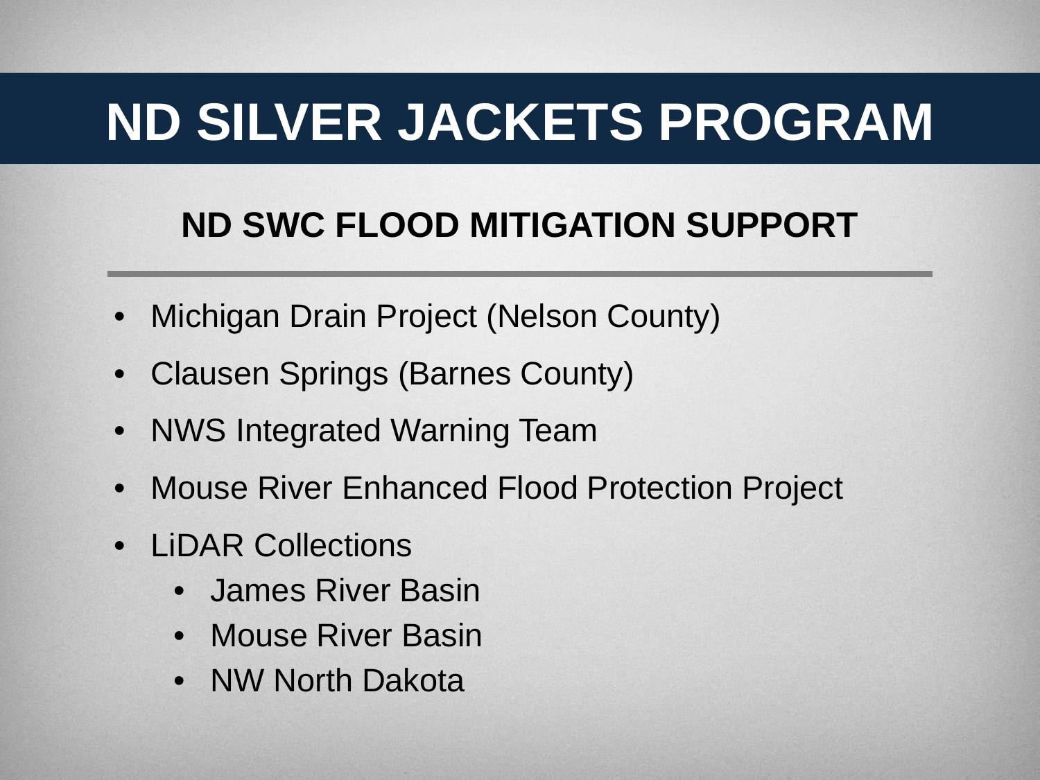# ND SILVER JACKETS PROGRAM

## ND SWC FLOOD MITIGATION SUPPORT

- Michigan Drain Project (Nelson County)
- Clausen Springs (Barnes County)
- NWS Integrated Warning Team
- Mouse River Enhanced Flood Protection Project
- LiDAR Collections
  - James River Basin
  - Mouse River Basin
  - NW North Dakota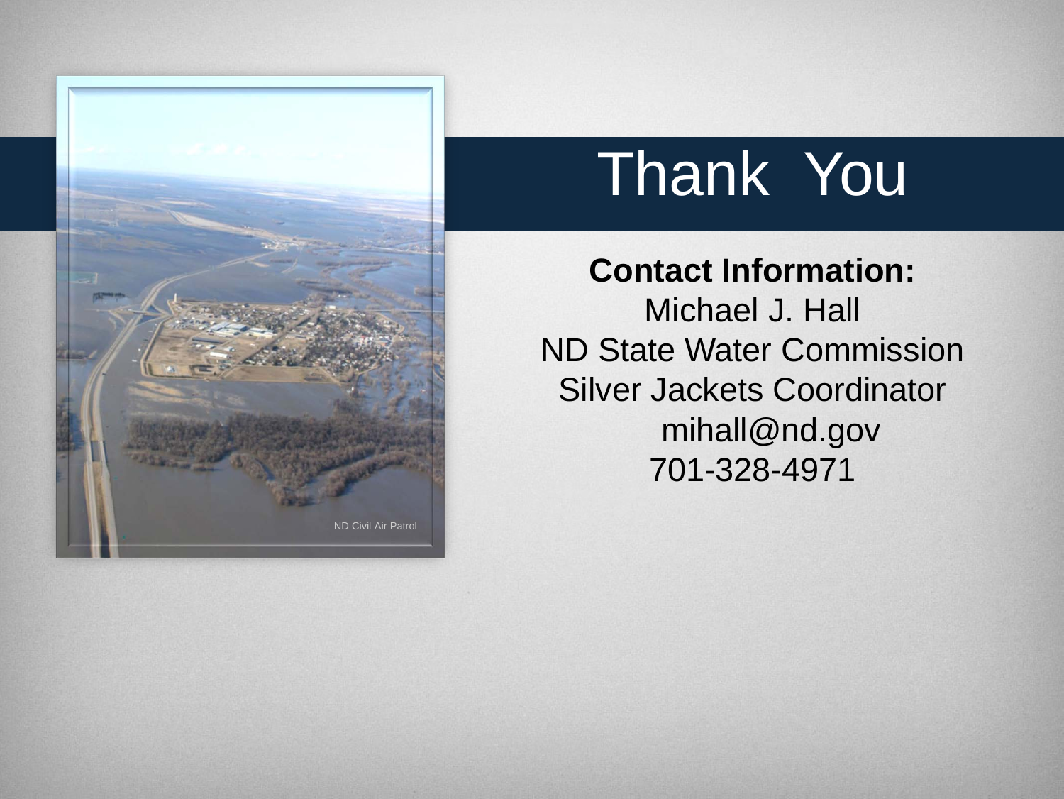# Thank You

**Contact Information:**

Michael J. Hall
ND State Water Commission
Silver Jackets Coordinator
mihall@nd.gov
701-328-4971

ND Civil Air Patrol